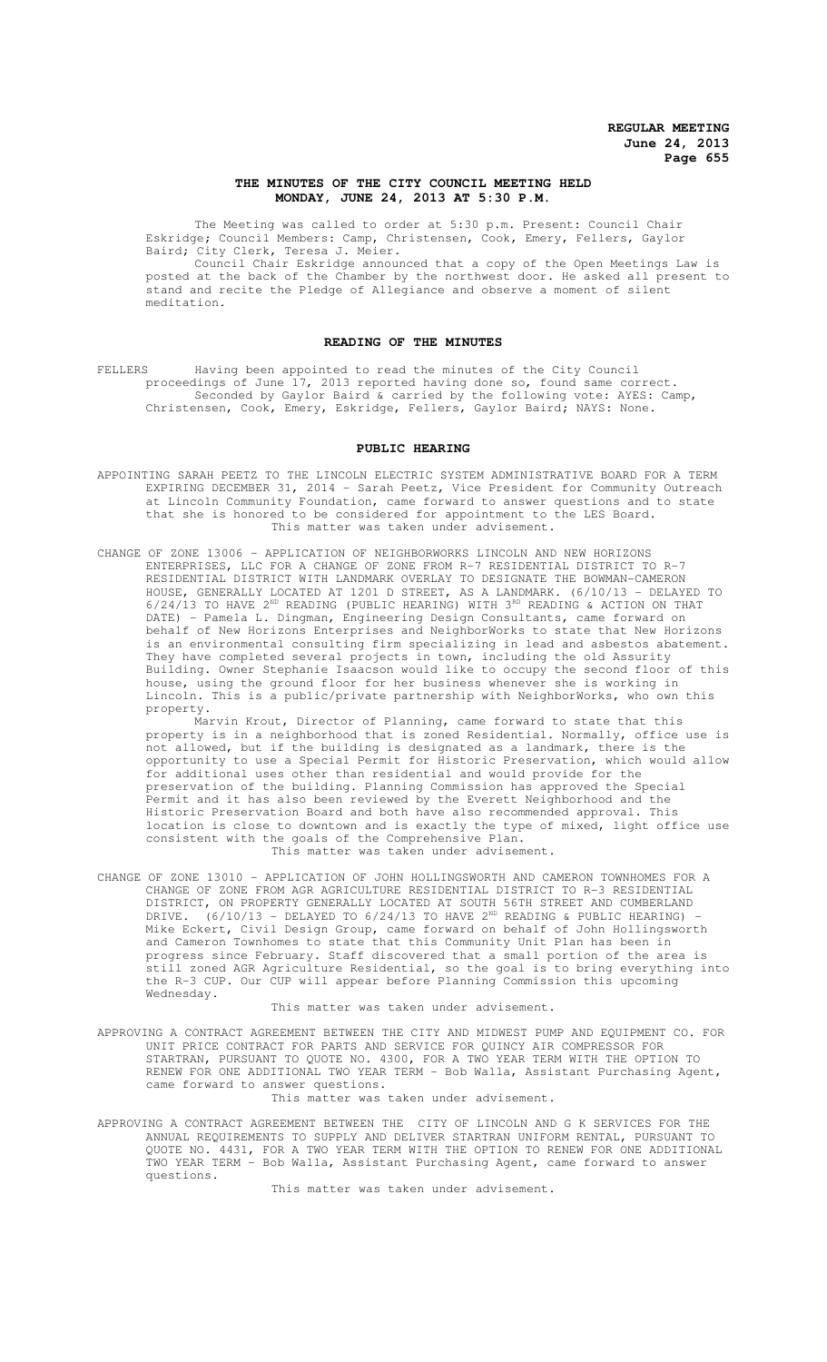## THE MINUTES OF THE CITY COUNCIL MEETING HELD MONDAY, JUNE 24, 2013 AT 5:30 P.M.

The Meeting was called to order at 5:30 p.m. Present: Council Chair Eskridge; Council Members: Camp, Christensen, Cook, Emery, Fellers, Gaylor Baird; City Clerk, Teresa J. Meier.

Council Chair Eskridge announced that a copy of the Open Meetings Law is posted at the back of the Chamber by the northwest door. He asked all present to stand and recite the Pledge of Allegiance and observe a moment of silent meditation.

### READING OF THE MINUTES

FELLERS Having been appointed to read the minutes of the City Council proceedings of June 17, 2013 reported having done so, found same correct.

Seconded by Gaylor Baird & carried by the following vote: AYES: Camp, Christensen, Cook, Emery, Eskridge, Fellers, Gaylor Baird; NAYS: None.

### PUBLIC HEARING

APPOINTING SARAH PEETZ TO THE LINCOLN ELECTRIC SYSTEM ADMINISTRATIVE BOARD FOR A TERM EXPIRING DECEMBER 31, 2014 - Sarah Peetz, Vice President for Community Outreach at Lincoln Community Foundation, came forward to answer questions and to state that she is honored to be considered for appointment to the LES Board.

This matter was taken under advisement.

CHANGE OF ZONE 13006 – APPLICATION OF NEIGHBORWORKS LINCOLN AND NEW HORIZONS ENTERPRISES, LLC FOR A CHANGE OF ZONE FROM R-7 RESIDENTIAL DISTRICT TO R-7 RESIDENTIAL DISTRICT WITH LANDMARK OVERLAY TO DESIGNATE THE BOWMAN-CAMERON HOUSE, GENERALLY LOCATED AT 1201 D STREET, AS A LANDMARK. (6/10/13 - DELAYED TO 6/24/13 TO HAVE 2ND READING (PUBLIC HEARING) WITH 3RD READING & ACTION ON THAT DATE) - Pamela L. Dingman, Engineering Design Consultants, came forward on behalf of New Horizons Enterprises and NeighborWorks to state that New Horizons is an environmental consulting firm specializing in lead and asbestos abatement. They have completed several projects in town, including the old Assurity Building. Owner Stephanie Isaacson would like to occupy the second floor of this house, using the ground floor for her business whenever she is working in Lincoln. This is a public/private partnership with NeighborWorks, who own this property.

Marvin Krout, Director of Planning, came forward to state that this property is in a neighborhood that is zoned Residential. Normally, office use is not allowed, but if the building is designated as a landmark, there is the opportunity to use a Special Permit for Historic Preservation, which would allow for additional uses other than residential and would provide for the preservation of the building. Planning Commission has approved the Special Permit and it has also been reviewed by the Everett Neighborhood and the Historic Preservation Board and both have also recommended approval. This location is close to downtown and is exactly the type of mixed, light office use consistent with the goals of the Comprehensive Plan.

This matter was taken under advisement.

CHANGE OF ZONE 13010 – APPLICATION OF JOHN HOLLINGSWORTH AND CAMERON TOWNHOMES FOR A CHANGE OF ZONE FROM AGR AGRICULTURE RESIDENTIAL DISTRICT TO R-3 RESIDENTIAL DISTRICT, ON PROPERTY GENERALLY LOCATED AT SOUTH 56TH STREET AND CUMBERLAND DRIVE. (6/10/13 - DELAYED TO 6/24/13 TO HAVE 2ND READING & PUBLIC HEARING) - Mike Eckert, Civil Design Group, came forward on behalf of John Hollingsworth and Cameron Townhomes to state that this Community Unit Plan has been in progress since February. Staff discovered that a small portion of the area is still zoned AGR Agriculture Residential, so the goal is to bring everything into the R-3 CUP. Our CUP will appear before Planning Commission this upcoming Wednesday.

This matter was taken under advisement.

APPROVING A CONTRACT AGREEMENT BETWEEN THE CITY AND MIDWEST PUMP AND EQUIPMENT CO. FOR UNIT PRICE CONTRACT FOR PARTS AND SERVICE FOR QUINCY AIR COMPRESSOR FOR STARTRAN, PURSUANT TO QUOTE NO. 4300, FOR A TWO YEAR TERM WITH THE OPTION TO RENEW FOR ONE ADDITIONAL TWO YEAR TERM - Bob Walla, Assistant Purchasing Agent, came forward to answer questions.

This matter was taken under advisement.

APPROVING A CONTRACT AGREEMENT BETWEEN THE CITY OF LINCOLN AND G K SERVICES FOR THE ANNUAL REQUIREMENTS TO SUPPLY AND DELIVER STARTRAN UNIFORM RENTAL, PURSUANT TO QUOTE NO. 4431, FOR A TWO YEAR TERM WITH THE OPTION TO RENEW FOR ONE ADDITIONAL TWO YEAR TERM - Bob Walla, Assistant Purchasing Agent, came forward to answer questions.

This matter was taken under advisement.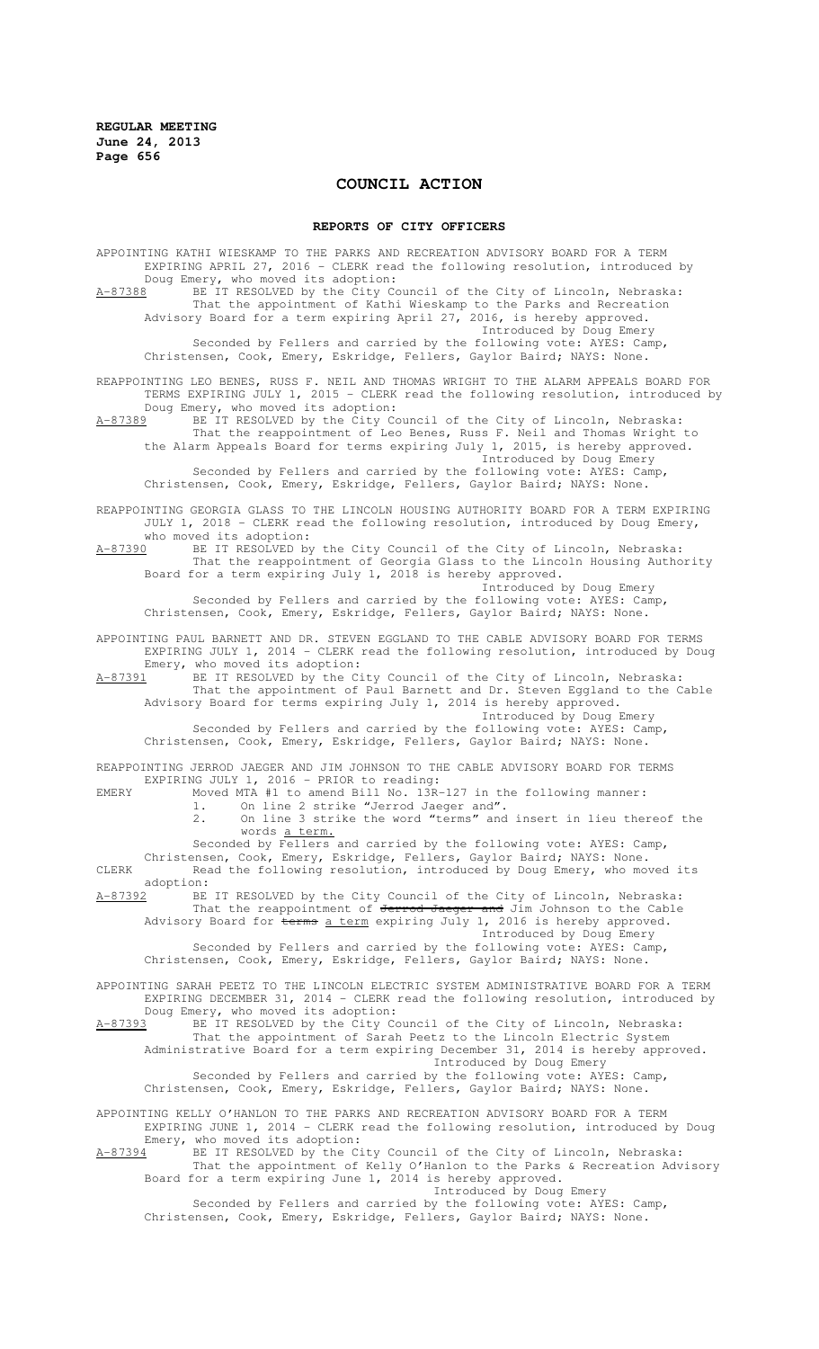# COUNCIL ACTION

## REPORTS OF CITY OFFICERS

APPOINTING KATHI WIESKAMP TO THE PARKS AND RECREATION ADVISORY BOARD FOR A TERM EXPIRING APRIL 27, 2016 - CLERK read the following resolution, introduced by Doug Emery, who moved its adoption:

A-87388 BE IT RESOLVED by the City Council of the City of Lincoln, Nebraska: That the appointment of Kathi Wieskamp to the Parks and Recreation Advisory Board for a term expiring April 27, 2016, is hereby approved.

Introduced by Doug Emery

Seconded by Fellers and carried by the following vote: AYES: Camp, Christensen, Cook, Emery, Eskridge, Fellers, Gaylor Baird; NAYS: None.

REAPPOINTING LEO BENES, RUSS F. NEIL AND THOMAS WRIGHT TO THE ALARM APPEALS BOARD FOR TERMS EXPIRING JULY 1, 2015 - CLERK read the following resolution, introduced by Doug Emery, who moved its adoption:

A-87389 BE IT RESOLVED by the City Council of the City of Lincoln, Nebraska: That the reappointment of Leo Benes, Russ F. Neil and Thomas Wright to the Alarm Appeals Board for terms expiring July 1, 2015, is hereby approved.

Introduced by Doug Emery

Seconded by Fellers and carried by the following vote: AYES: Camp, Christensen, Cook, Emery, Eskridge, Fellers, Gaylor Baird; NAYS: None.

REAPPOINTING GEORGIA GLASS TO THE LINCOLN HOUSING AUTHORITY BOARD FOR A TERM EXPIRING JULY 1, 2018 - CLERK read the following resolution, introduced by Doug Emery, who moved its adoption:

A-87390 BE IT RESOLVED by the City Council of the City of Lincoln, Nebraska: That the reappointment of Georgia Glass to the Lincoln Housing Authority Board for a term expiring July 1, 2018 is hereby approved.

Introduced by Doug Emery

Seconded by Fellers and carried by the following vote: AYES: Camp, Christensen, Cook, Emery, Eskridge, Fellers, Gaylor Baird; NAYS: None.

APPOINTING PAUL BARNETT AND DR. STEVEN EGGLAND TO THE CABLE ADVISORY BOARD FOR TERMS EXPIRING JULY 1, 2014 - CLERK read the following resolution, introduced by Doug Emery, who moved its adoption:

A-87391 BE IT RESOLVED by the City Council of the City of Lincoln, Nebraska: That the appointment of Paul Barnett and Dr. Steven Eggland to the Cable Advisory Board for terms expiring July 1, 2014 is hereby approved.

Introduced by Doug Emery

Seconded by Fellers and carried by the following vote: AYES: Camp, Christensen, Cook, Emery, Eskridge, Fellers, Gaylor Baird; NAYS: None.

REAPPOINTING JERROD JAEGER AND JIM JOHNSON TO THE CABLE ADVISORY BOARD FOR TERMS EXPIRING JULY 1, 2016 - PRIOR to reading:

EMERY Moved MTA #1 to amend Bill No. 13R-127 in the following manner:

1. On line 2 strike "Jerrod Jaeger and".
2. On line 3 strike the word "terms" and insert in lieu thereof the words a term.

Seconded by Fellers and carried by the following vote: AYES: Camp, Christensen, Cook, Emery, Eskridge, Fellers, Gaylor Baird; NAYS: None.

CLERK Read the following resolution, introduced by Doug Emery, who moved its adoption:

A-87392 BE IT RESOLVED by the City Council of the City of Lincoln, Nebraska: That the reappointment of ~~Jerrod Jaeger and~~ Jim Johnson to the Cable Advisory Board for ~~terms~~ a term expiring July 1, 2016 is hereby approved.

Introduced by Doug Emery

Seconded by Fellers and carried by the following vote: AYES: Camp, Christensen, Cook, Emery, Eskridge, Fellers, Gaylor Baird; NAYS: None.

APPOINTING SARAH PEETZ TO THE LINCOLN ELECTRIC SYSTEM ADMINISTRATIVE BOARD FOR A TERM EXPIRING DECEMBER 31, 2014 - CLERK read the following resolution, introduced by Doug Emery, who moved its adoption:

A-87393 BE IT RESOLVED by the City Council of the City of Lincoln, Nebraska: That the appointment of Sarah Peetz to the Lincoln Electric System Administrative Board for a term expiring December 31, 2014 is hereby approved.

Introduced by Doug Emery

Seconded by Fellers and carried by the following vote: AYES: Camp, Christensen, Cook, Emery, Eskridge, Fellers, Gaylor Baird; NAYS: None.

APPOINTING KELLY O'HANLON TO THE PARKS AND RECREATION ADVISORY BOARD FOR A TERM EXPIRING JUNE 1, 2014 - CLERK read the following resolution, introduced by Doug Emery, who moved its adoption:

A-87394 BE IT RESOLVED by the City Council of the City of Lincoln, Nebraska: That the appointment of Kelly O'Hanlon to the Parks & Recreation Advisory Board for a term expiring June 1, 2014 is hereby approved.

Introduced by Doug Emery

Seconded by Fellers and carried by the following vote: AYES: Camp, Christensen, Cook, Emery, Eskridge, Fellers, Gaylor Baird; NAYS: None.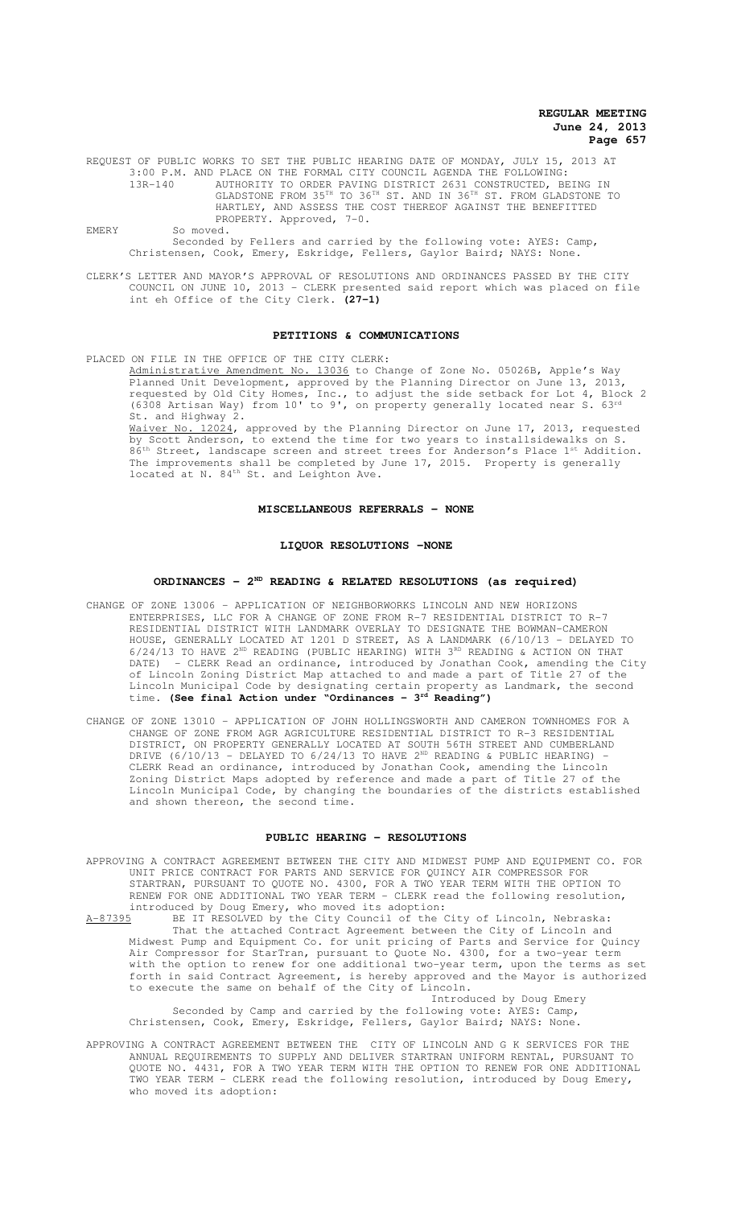REQUEST OF PUBLIC WORKS TO SET THE PUBLIC HEARING DATE OF MONDAY, JULY 15, 2013 AT 3:00 P.M. AND PLACE ON THE FORMAL CITY COUNCIL AGENDA THE FOLLOWING:

13R-140 AUTHORITY TO ORDER PAVING DISTRICT 2631 CONSTRUCTED, BEING IN GLADSTONE FROM 35TH TO 36TH ST. AND IN 36TH ST. FROM GLADSTONE TO HARTLEY, AND ASSESS THE COST THEREOF AGAINST THE BENEFITTED PROPERTY. Approved, 7-0.

EMERY So moved.

Seconded by Fellers and carried by the following vote: AYES: Camp, Christensen, Cook, Emery, Eskridge, Fellers, Gaylor Baird; NAYS: None.

CLERK'S LETTER AND MAYOR'S APPROVAL OF RESOLUTIONS AND ORDINANCES PASSED BY THE CITY COUNCIL ON JUNE 10, 2013 - CLERK presented said report which was placed on file int eh Office of the City Clerk. **(27-1)**

## PETITIONS & COMMUNICATIONS

PLACED ON FILE IN THE OFFICE OF THE CITY CLERK:

Administrative Amendment No. 13036 to Change of Zone No. 05026B, Apple's Way Planned Unit Development, approved by the Planning Director on June 13, 2013, requested by Old City Homes, Inc., to adjust the side setback for Lot 4, Block 2 (6308 Artisan Way) from 10' to 9', on property generally located near S. 63rd St. and Highway 2.

Waiver No. 12024, approved by the Planning Director on June 17, 2013, requested by Scott Anderson, to extend the time for two years to installsidewalks on S. 86th Street, landscape screen and street trees for Anderson's Place 1st Addition. The improvements shall be completed by June 17, 2015. Property is generally located at N. 84th St. and Leighton Ave.

## MISCELLANEOUS REFERRALS - NONE

## LIQUOR RESOLUTIONS -NONE

## ORDINANCES - 2ND READING & RELATED RESOLUTIONS (as required)

CHANGE OF ZONE 13006 - APPLICATION OF NEIGHBORWORKS LINCOLN AND NEW HORIZONS ENTERPRISES, LLC FOR A CHANGE OF ZONE FROM R-7 RESIDENTIAL DISTRICT TO R-7 RESIDENTIAL DISTRICT WITH LANDMARK OVERLAY TO DESIGNATE THE BOWMAN-CAMERON HOUSE, GENERALLY LOCATED AT 1201 D STREET, AS A LANDMARK (6/10/13 - DELAYED TO 6/24/13 TO HAVE 2ND READING (PUBLIC HEARING) WITH 3RD READING & ACTION ON THAT DATE) - CLERK Read an ordinance, introduced by Jonathan Cook, amending the City of Lincoln Zoning District Map attached to and made a part of Title 27 of the Lincoln Municipal Code by designating certain property as Landmark, the second time. **(See final Action under "Ordinances - 3rd Reading")**

CHANGE OF ZONE 13010 - APPLICATION OF JOHN HOLLINGSWORTH AND CAMERON TOWNHOMES FOR A CHANGE OF ZONE FROM AGR AGRICULTURE RESIDENTIAL DISTRICT TO R-3 RESIDENTIAL DISTRICT, ON PROPERTY GENERALLY LOCATED AT SOUTH 56TH STREET AND CUMBERLAND DRIVE (6/10/13 - DELAYED TO 6/24/13 TO HAVE 2ND READING & PUBLIC HEARING) - CLERK Read an ordinance, introduced by Jonathan Cook, amending the Lincoln Zoning District Maps adopted by reference and made a part of Title 27 of the Lincoln Municipal Code, by changing the boundaries of the districts established and shown thereon, the second time.

## PUBLIC HEARING - RESOLUTIONS

APPROVING A CONTRACT AGREEMENT BETWEEN THE CITY AND MIDWEST PUMP AND EQUIPMENT CO. FOR UNIT PRICE CONTRACT FOR PARTS AND SERVICE FOR QUINCY AIR COMPRESSOR FOR STARTRAN, PURSUANT TO QUOTE NO. 4300, FOR A TWO YEAR TERM WITH THE OPTION TO RENEW FOR ONE ADDITIONAL TWO YEAR TERM - CLERK read the following resolution, introduced by Doug Emery, who moved its adoption:

A-87395 BE IT RESOLVED by the City Council of the City of Lincoln, Nebraska:

That the attached Contract Agreement between the City of Lincoln and Midwest Pump and Equipment Co. for unit pricing of Parts and Service for Quincy Air Compressor for StarTran, pursuant to Quote No. 4300, for a two-year term with the option to renew for one additional two-year term, upon the terms as set forth in said Contract Agreement, is hereby approved and the Mayor is authorized to execute the same on behalf of the City of Lincoln.

Introduced by Doug Emery

Seconded by Camp and carried by the following vote: AYES: Camp, Christensen, Cook, Emery, Eskridge, Fellers, Gaylor Baird; NAYS: None.

APPROVING A CONTRACT AGREEMENT BETWEEN THE CITY OF LINCOLN AND G K SERVICES FOR THE ANNUAL REQUIREMENTS TO SUPPLY AND DELIVER STARTRAN UNIFORM RENTAL, PURSUANT TO QUOTE NO. 4431, FOR A TWO YEAR TERM WITH THE OPTION TO RENEW FOR ONE ADDITIONAL TWO YEAR TERM - CLERK read the following resolution, introduced by Doug Emery, who moved its adoption: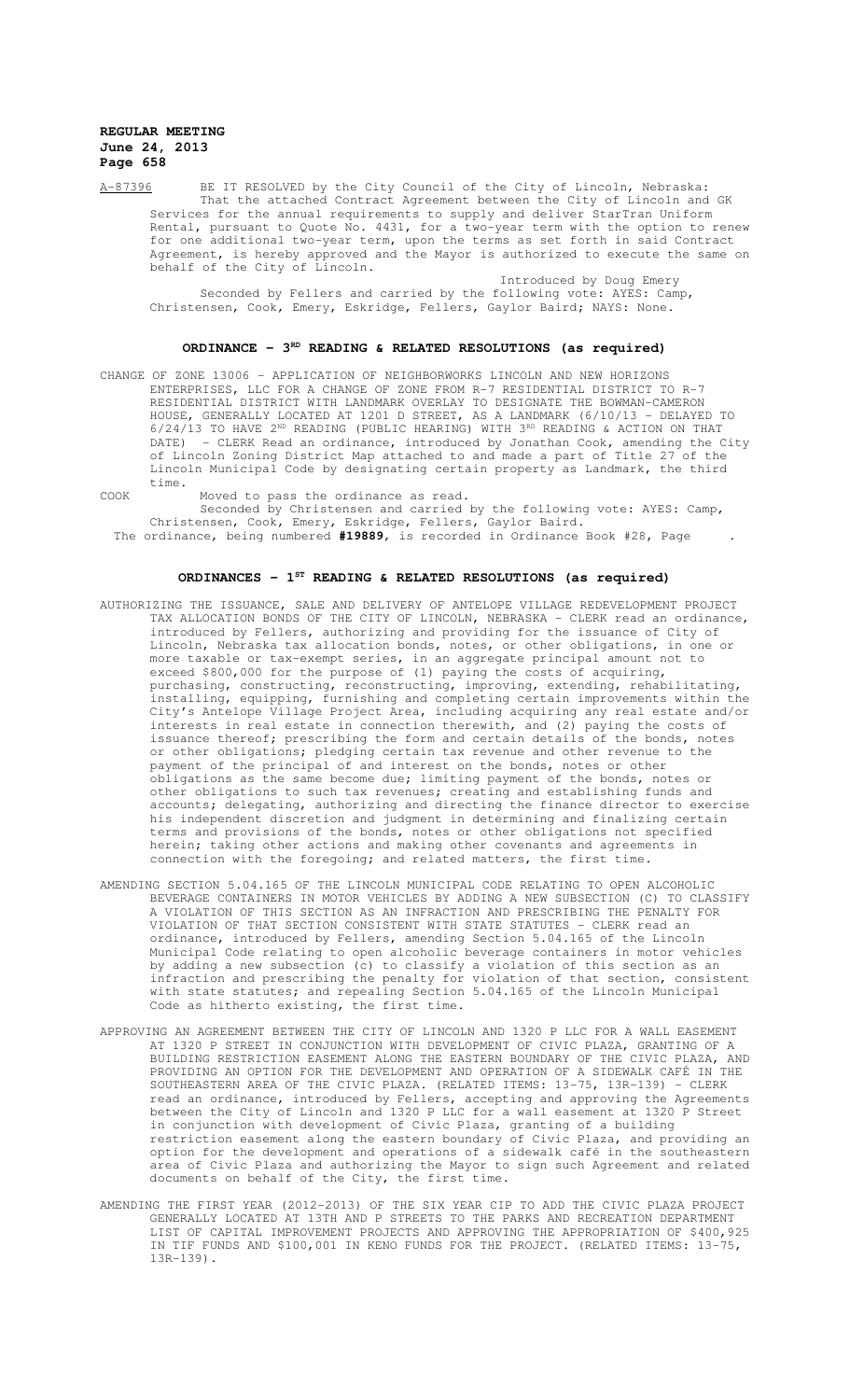A-87396 BE IT RESOLVED by the City Council of the City of Lincoln, Nebraska:

That the attached Contract Agreement between the City of Lincoln and GK Services for the annual requirements to supply and deliver StarTran Uniform Rental, pursuant to Quote No. 4431, for a two-year term with the option to renew for one additional two-year term, upon the terms as set forth in said Contract Agreement, is hereby approved and the Mayor is authorized to execute the same on behalf of the City of Lincoln.

Introduced by Doug Emery

Seconded by Fellers and carried by the following vote: AYES: Camp, Christensen, Cook, Emery, Eskridge, Fellers, Gaylor Baird; NAYS: None.

## ORDINANCE – 3RD READING & RELATED RESOLUTIONS (as required)

CHANGE OF ZONE 13006 – APPLICATION OF NEIGHBORWORKS LINCOLN AND NEW HORIZONS ENTERPRISES, LLC FOR A CHANGE OF ZONE FROM R-7 RESIDENTIAL DISTRICT TO R-7 RESIDENTIAL DISTRICT WITH LANDMARK OVERLAY TO DESIGNATE THE BOWMAN-CAMERON HOUSE, GENERALLY LOCATED AT 1201 D STREET, AS A LANDMARK (6/10/13 - DELAYED TO 6/24/13 TO HAVE 2ND READING (PUBLIC HEARING) WITH 3RD READING & ACTION ON THAT DATE) - CLERK Read an ordinance, introduced by Jonathan Cook, amending the City of Lincoln Zoning District Map attached to and made a part of Title 27 of the Lincoln Municipal Code by designating certain property as Landmark, the third time.

COOK Moved to pass the ordinance as read.

Seconded by Christensen and carried by the following vote: AYES: Camp, Christensen, Cook, Emery, Eskridge, Fellers, Gaylor Baird.

The ordinance, being numbered **#19889**, is recorded in Ordinance Book #28, Page .

## ORDINANCES – 1ST READING & RELATED RESOLUTIONS (as required)

AUTHORIZING THE ISSUANCE, SALE AND DELIVERY OF ANTELOPE VILLAGE REDEVELOPMENT PROJECT TAX ALLOCATION BONDS OF THE CITY OF LINCOLN, NEBRASKA - CLERK read an ordinance, introduced by Fellers, authorizing and providing for the issuance of City of Lincoln, Nebraska tax allocation bonds, notes, or other obligations, in one or more taxable or tax-exempt series, in an aggregate principal amount not to exceed $800,000 for the purpose of (1) paying the costs of acquiring, purchasing, constructing, reconstructing, improving, extending, rehabilitating, installing, equipping, furnishing and completing certain improvements within the City's Antelope Village Project Area, including acquiring any real estate and/or interests in real estate in connection therewith, and (2) paying the costs of issuance thereof; prescribing the form and certain details of the bonds, notes or other obligations; pledging certain tax revenue and other revenue to the payment of the principal of and interest on the bonds, notes or other obligations as the same become due; limiting payment of the bonds, notes or other obligations to such tax revenues; creating and establishing funds and accounts; delegating, authorizing and directing the finance director to exercise his independent discretion and judgment in determining and finalizing certain terms and provisions of the bonds, notes or other obligations not specified herein; taking other actions and making other covenants and agreements in connection with the foregoing; and related matters, the first time.

AMENDING SECTION 5.04.165 OF THE LINCOLN MUNICIPAL CODE RELATING TO OPEN ALCOHOLIC BEVERAGE CONTAINERS IN MOTOR VEHICLES BY ADDING A NEW SUBSECTION (C) TO CLASSIFY A VIOLATION OF THIS SECTION AS AN INFRACTION AND PRESCRIBING THE PENALTY FOR VIOLATION OF THAT SECTION CONSISTENT WITH STATE STATUTES - CLERK read an ordinance, introduced by Fellers, amending Section 5.04.165 of the Lincoln Municipal Code relating to open alcoholic beverage containers in motor vehicles by adding a new subsection (c) to classify a violation of this section as an infraction and prescribing the penalty for violation of that section, consistent with state statutes; and repealing Section 5.04.165 of the Lincoln Municipal Code as hitherto existing, the first time.

APPROVING AN AGREEMENT BETWEEN THE CITY OF LINCOLN AND 1320 P LLC FOR A WALL EASEMENT AT 1320 P STREET IN CONJUNCTION WITH DEVELOPMENT OF CIVIC PLAZA, GRANTING OF A BUILDING RESTRICTION EASEMENT ALONG THE EASTERN BOUNDARY OF THE CIVIC PLAZA, AND PROVIDING AN OPTION FOR THE DEVELOPMENT AND OPERATION OF A SIDEWALK CAFÉ IN THE SOUTHEASTERN AREA OF THE CIVIC PLAZA. (RELATED ITEMS: 13-75, 13R-139) - CLERK read an ordinance, introduced by Fellers, accepting and approving the Agreements between the City of Lincoln and 1320 P LLC for a wall easement at 1320 P Street in conjunction with development of Civic Plaza, granting of a building restriction easement along the eastern boundary of Civic Plaza, and providing an option for the development and operations of a sidewalk café in the southeastern area of Civic Plaza and authorizing the Mayor to sign such Agreement and related documents on behalf of the City, the first time.

AMENDING THE FIRST YEAR (2012-2013) OF THE SIX YEAR CIP TO ADD THE CIVIC PLAZA PROJECT GENERALLY LOCATED AT 13TH AND P STREETS TO THE PARKS AND RECREATION DEPARTMENT LIST OF CAPITAL IMPROVEMENT PROJECTS AND APPROVING THE APPROPRIATION OF $400,925 IN TIF FUNDS AND $100,001 IN KENO FUNDS FOR THE PROJECT. (RELATED ITEMS: 13-75, 13R-139).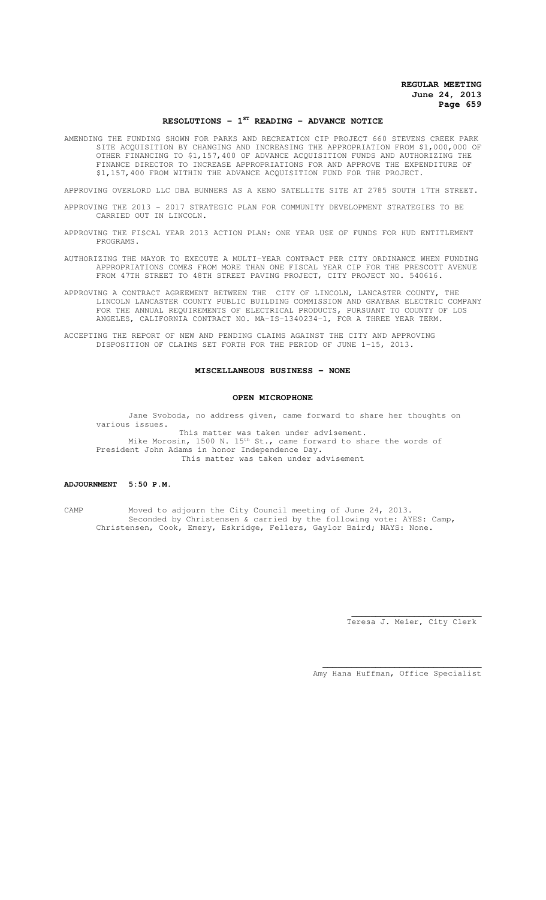## RESOLUTIONS - 1ST READING - ADVANCE NOTICE

AMENDING THE FUNDING SHOWN FOR PARKS AND RECREATION CIP PROJECT 660 STEVENS CREEK PARK SITE ACQUISITION BY CHANGING AND INCREASING THE APPROPRIATION FROM $1,000,000 OF OTHER FINANCING TO $1,157,400 OF ADVANCE ACQUISITION FUNDS AND AUTHORIZING THE FINANCE DIRECTOR TO INCREASE APPROPRIATIONS FOR AND APPROVE THE EXPENDITURE OF $1,157,400 FROM WITHIN THE ADVANCE ACQUISITION FUND FOR THE PROJECT.

APPROVING OVERLORD LLC DBA BUNNERS AS A KENO SATELLITE SITE AT 2785 SOUTH 17TH STREET.

APPROVING THE 2013 - 2017 STRATEGIC PLAN FOR COMMUNITY DEVELOPMENT STRATEGIES TO BE CARRIED OUT IN LINCOLN.

APPROVING THE FISCAL YEAR 2013 ACTION PLAN: ONE YEAR USE OF FUNDS FOR HUD ENTITLEMENT PROGRAMS.

AUTHORIZING THE MAYOR TO EXECUTE A MULTI-YEAR CONTRACT PER CITY ORDINANCE WHEN FUNDING APPROPRIATIONS COMES FROM MORE THAN ONE FISCAL YEAR CIP FOR THE PRESCOTT AVENUE FROM 47TH STREET TO 48TH STREET PAVING PROJECT, CITY PROJECT NO. 540616.

APPROVING A CONTRACT AGREEMENT BETWEEN THE CITY OF LINCOLN, LANCASTER COUNTY, THE LINCOLN LANCASTER COUNTY PUBLIC BUILDING COMMISSION AND GRAYBAR ELECTRIC COMPANY FOR THE ANNUAL REQUIREMENTS OF ELECTRICAL PRODUCTS, PURSUANT TO COUNTY OF LOS ANGELES, CALIFORNIA CONTRACT NO. MA-IS-1340234-1, FOR A THREE YEAR TERM.

ACCEPTING THE REPORT OF NEW AND PENDING CLAIMS AGAINST THE CITY AND APPROVING DISPOSITION OF CLAIMS SET FORTH FOR THE PERIOD OF JUNE 1-15, 2013.

## MISCELLANEOUS BUSINESS - NONE

## OPEN MICROPHONE

Jane Svoboda, no address given, came forward to share her thoughts on various issues.

This matter was taken under advisement.

Mike Morosin, 1500 N. 15th St., came forward to share the words of President John Adams in honor Independence Day.

This matter was taken under advisement

**ADJOURNMENT 5:50 P.M.**

CAMP Moved to adjourn the City Council meeting of June 24, 2013.

Seconded by Christensen & carried by the following vote: AYES: Camp, Christensen, Cook, Emery, Eskridge, Fellers, Gaylor Baird; NAYS: None.

Teresa J. Meier, City Clerk

Amy Hana Huffman, Office Specialist